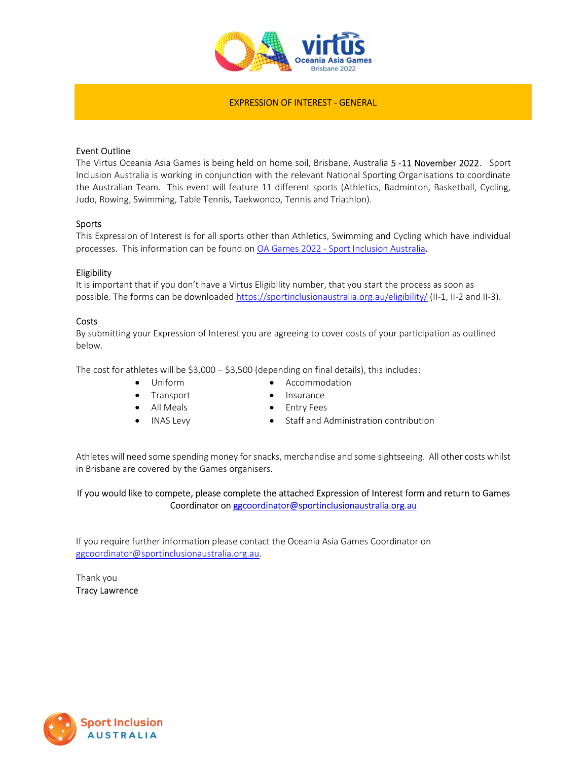# EXPRESSION OF INTEREST - GENERAL

## Event Outline

The Virtus Oceania Asia Games is being held on home soil, Brisbane, Australia 5 -11 November 2022. Sport Inclusion Australia is working in conjunction with the relevant National Sporting Organisations to coordinate the Australian Team. This event will feature 11 different sports (Athletics, Badminton, Basketball, Cycling, Judo, Rowing, Swimming, Table Tennis, Taekwondo, Tennis and Triathlon).

## Sports

This Expression of Interest is for all sports other than Athletics, Swimming and Cycling which have individual processes. This information can be found on [OA Games 2022 - Sport Inclusion Australia](OA Games 2022 - Sport Inclusion Australia).

## Eligibility

It is important that if you don't have a Virtus Eligibility number, that you start the process as soon as possible. The forms can be downloaded https://sportinclusionaustralia.org.au/eligibility/ (II-1, II-2 and II-3).

## Costs

By submitting your Expression of Interest you are agreeing to cover costs of your participation as outlined below.

The cost for athletes will be $3,000 – $3,500 (depending on final details), this includes:

- Uniform
- Transport
- All Meals
- INAS Levy
- Accommodation
- Insurance
- Entry Fees
- Staff and Administration contribution

Athletes will need some spending money for snacks, merchandise and some sightseeing. All other costs whilst in Brisbane are covered by the Games organisers.

If you would like to compete, please complete the attached Expression of Interest form and return to Games Coordinator on ggcoordinator@sportinclusionaustralia.org.au

If you require further information please contact the Oceania Asia Games Coordinator on ggcoordinator@sportinclusionaustralia.org.au.

Thank you

Tracy Lawrence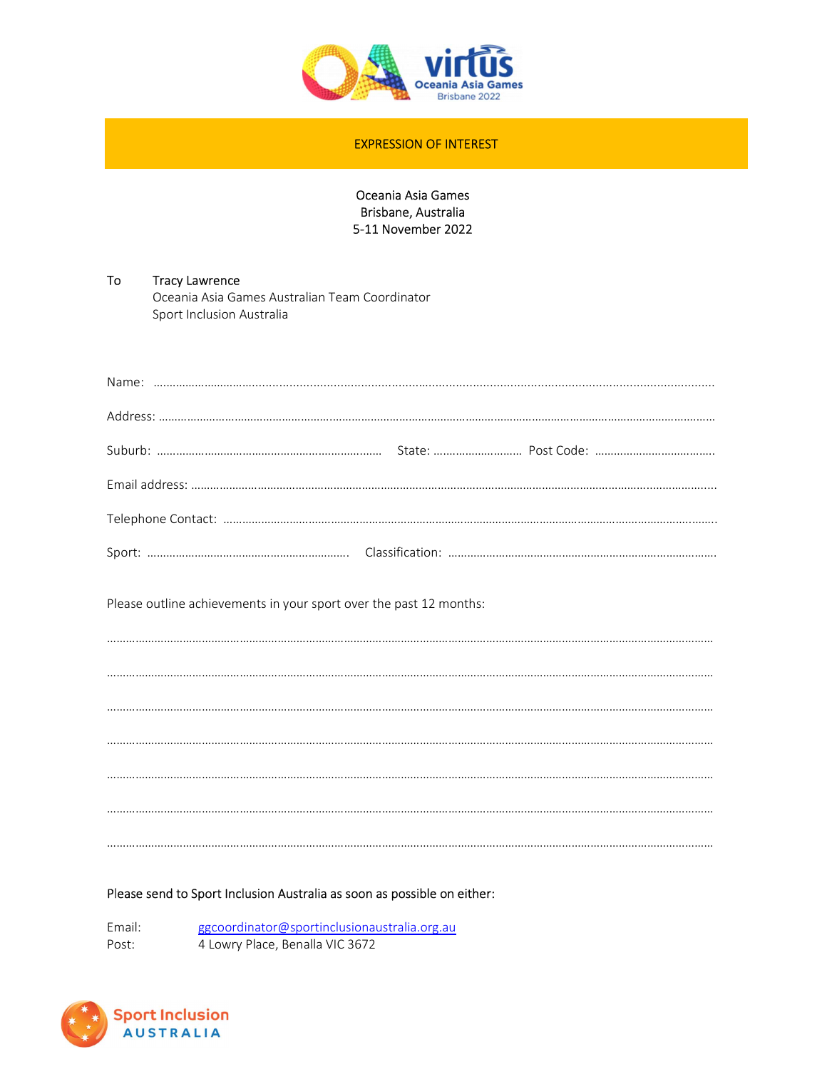## EXPRESSION OF INTEREST

Oceania Asia Games
Brisbane, Australia
5-11 November 2022

To Tracy Lawrence
Oceania Asia Games Australian Team Coordinator
Sport Inclusion Australia

Name: ..............................................................................................................................................

Address: ..........................................................................................................................................

Suburb: ............................................................. State: ......................... Post Code: ...................................

Email address: ..................................................................................................................................

Telephone Contact: ............................................................................................................................

Sport: ........................................................ Classification: .....................................................................

Please outline achievements in your sport over the past 12 months:

..........................................................................................................................................................

..........................................................................................................................................................

..........................................................................................................................................................

..........................................................................................................................................................

..........................................................................................................................................................

..........................................................................................................................................................

..........................................................................................................................................................

Please send to Sport Inclusion Australia as soon as possible on either:

Email: ggcoordinator@sportinclusionaustralia.org.au
Post: 4 Lowry Place, Benalla VIC 3672